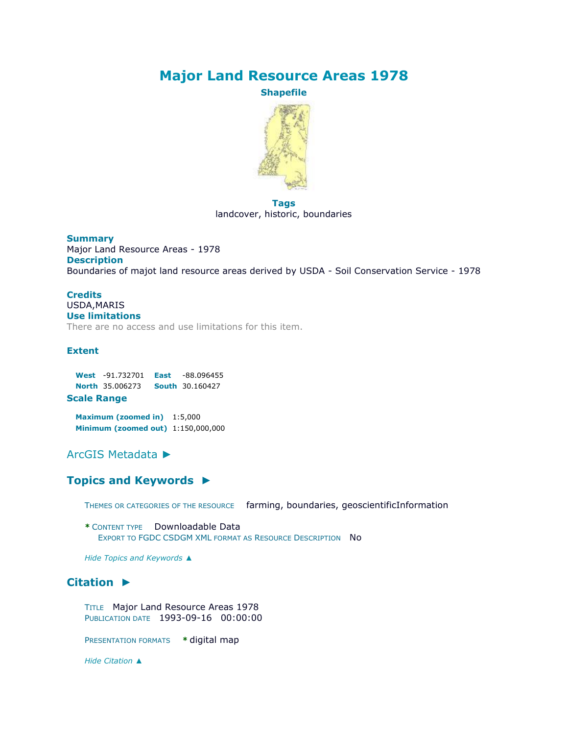# Major Land Resource Areas 1978

**Shapefile**

**Tags**

landcover, historic, boundaries

**Summary**

Major Land Resource Areas - 1978

**Description**

Boundaries of majot land resource areas derived by USDA - Soil Conservation Service - 1978

**Credits**

USDA,MARIS

**Use limitations**

There are no access and use limitations for this item.

**Extent**

| | | | |
|---|---|---|---|
| **West** | -91.732701 | **East** | -88.096455 |
| **North** | 35.006273 | **South** | 30.160427 |

**Scale Range**

**Maximum (zoomed in)** 1:5,000
**Minimum (zoomed out)** 1:150,000,000

## ArcGIS Metadata ►

## Topics and Keywords ►

THEMES OR CATEGORIES OF THE RESOURCE farming, boundaries, geoscientificInformation

* CONTENT TYPE Downloadable Data
EXPORT TO FGDC CSDGM XML FORMAT AS RESOURCE DESCRIPTION No

*Hide Topics and Keywords ▲*

## Citation ►

TITLE Major Land Resource Areas 1978
PUBLICATION DATE 1993-09-16 00:00:00

PRESENTATION FORMATS * digital map

*Hide Citation ▲*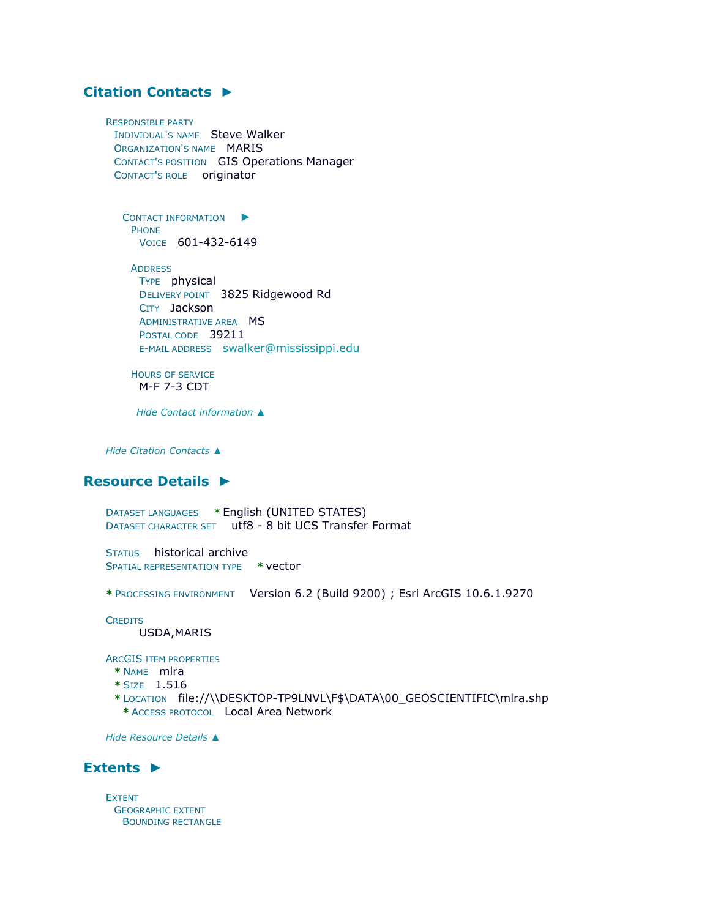## Citation Contacts ►

RESPONSIBLE PARTY
INDIVIDUAL'S NAME Steve Walker
ORGANIZATION'S NAME MARIS
CONTACT'S POSITION GIS Operations Manager
CONTACT'S ROLE originator

CONTACT INFORMATION ►
PHONE
VOICE 601-432-6149

ADDRESS
TYPE physical
DELIVERY POINT 3825 Ridgewood Rd
CITY Jackson
ADMINISTRATIVE AREA MS
POSTAL CODE 39211
E-MAIL ADDRESS swalker@mississippi.edu

HOURS OF SERVICE
M-F 7-3 CDT

*Hide Contact information ▲*

*Hide Citation Contacts ▲*

## Resource Details ►

DATASET LANGUAGES * English (UNITED STATES)
DATASET CHARACTER SET utf8 - 8 bit UCS Transfer Format

STATUS historical archive
SPATIAL REPRESENTATION TYPE * vector

* PROCESSING ENVIRONMENT Version 6.2 (Build 9200) ; Esri ArcGIS 10.6.1.9270

CREDITS
USDA,MARIS

ARCGIS ITEM PROPERTIES
* NAME mlra
* SIZE 1.516
* LOCATION file://\\DESKTOP-TP9LNVL\F$\DATA\00_GEOSCIENTIFIC\mlra.shp
* ACCESS PROTOCOL Local Area Network

*Hide Resource Details ▲*

## Extents ►

EXTENT
GEOGRAPHIC EXTENT
BOUNDING RECTANGLE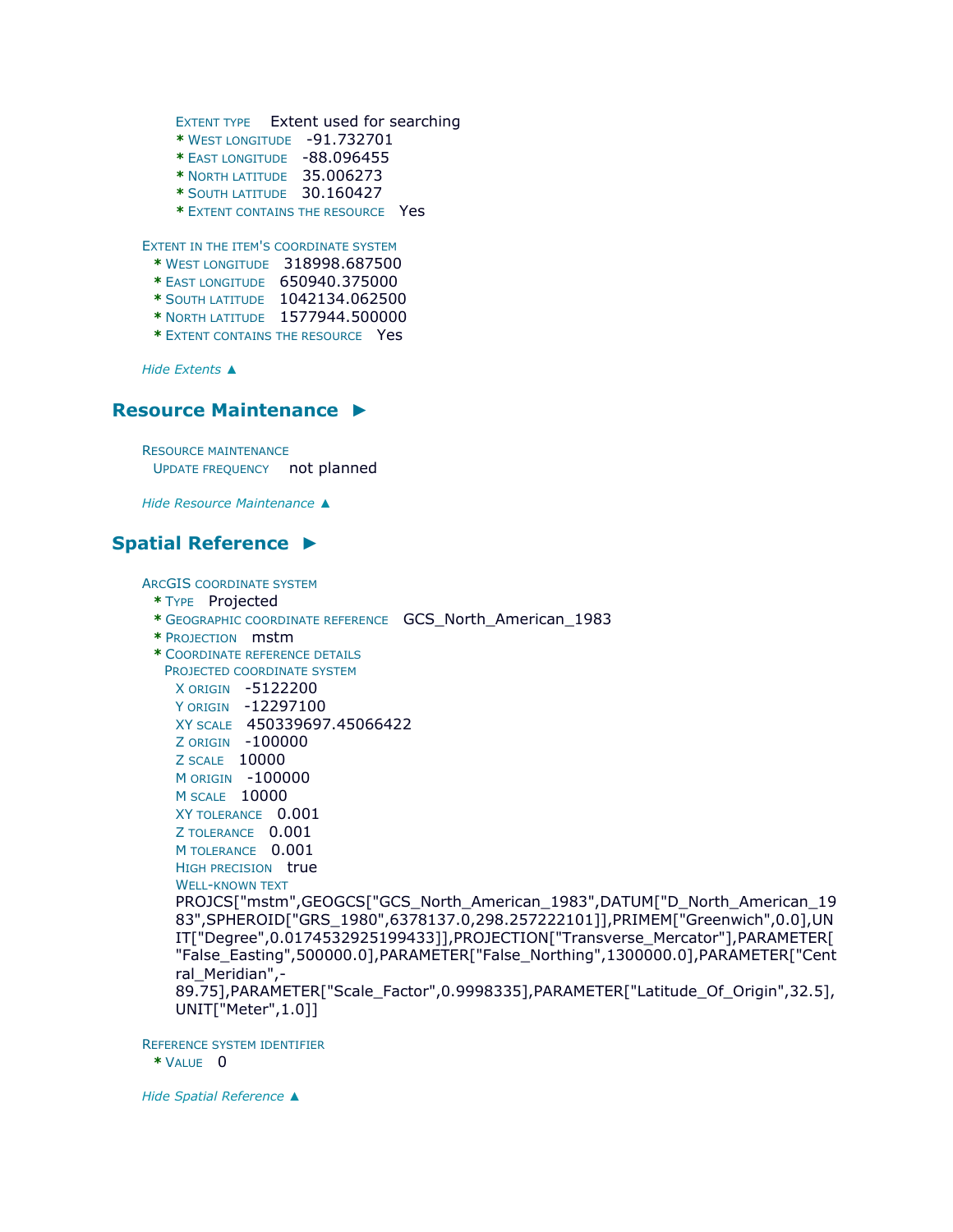Extent type   Extent used for searching
* West longitude   -91.732701
* East longitude   -88.096455
* North latitude   35.006273
* South latitude   30.160427
* Extent contains the resource   Yes

Extent in the item's coordinate system
* West longitude   318998.687500
* East longitude   650940.375000
* South latitude   1042134.062500
* North latitude   1577944.500000
* Extent contains the resource   Yes

*Hide Extents ▲*

## Resource Maintenance ►

Resource maintenance
Update frequency   not planned

*Hide Resource Maintenance ▲*

## Spatial Reference ►

ArcGIS coordinate system
* Type   Projected
* Geographic coordinate reference   GCS_North_American_1983
* Projection   mstm
* Coordinate reference details

Projected coordinate system
X origin   -5122200
Y origin   -12297100
XY scale   450339697.45066422
Z origin   -100000
Z scale   10000
M origin   -100000
M scale   10000
XY tolerance   0.001
Z tolerance   0.001
M tolerance   0.001
High precision   true
Well-known text
PROJCS["mstm",GEOGCS["GCS_North_American_1983",DATUM["D_North_American_1983",SPHEROID["GRS_1980",6378137.0,298.257222101]],PRIMEM["Greenwich",0.0],UNIT["Degree",0.0174532925199433]],PROJECTION["Transverse_Mercator"],PARAMETER["False_Easting",500000.0],PARAMETER["False_Northing",1300000.0],PARAMETER["Central_Meridian",-89.75],PARAMETER["Scale_Factor",0.9998335],PARAMETER["Latitude_Of_Origin",32.5],UNIT["Meter",1.0]]

Reference system identifier
* Value   0

*Hide Spatial Reference ▲*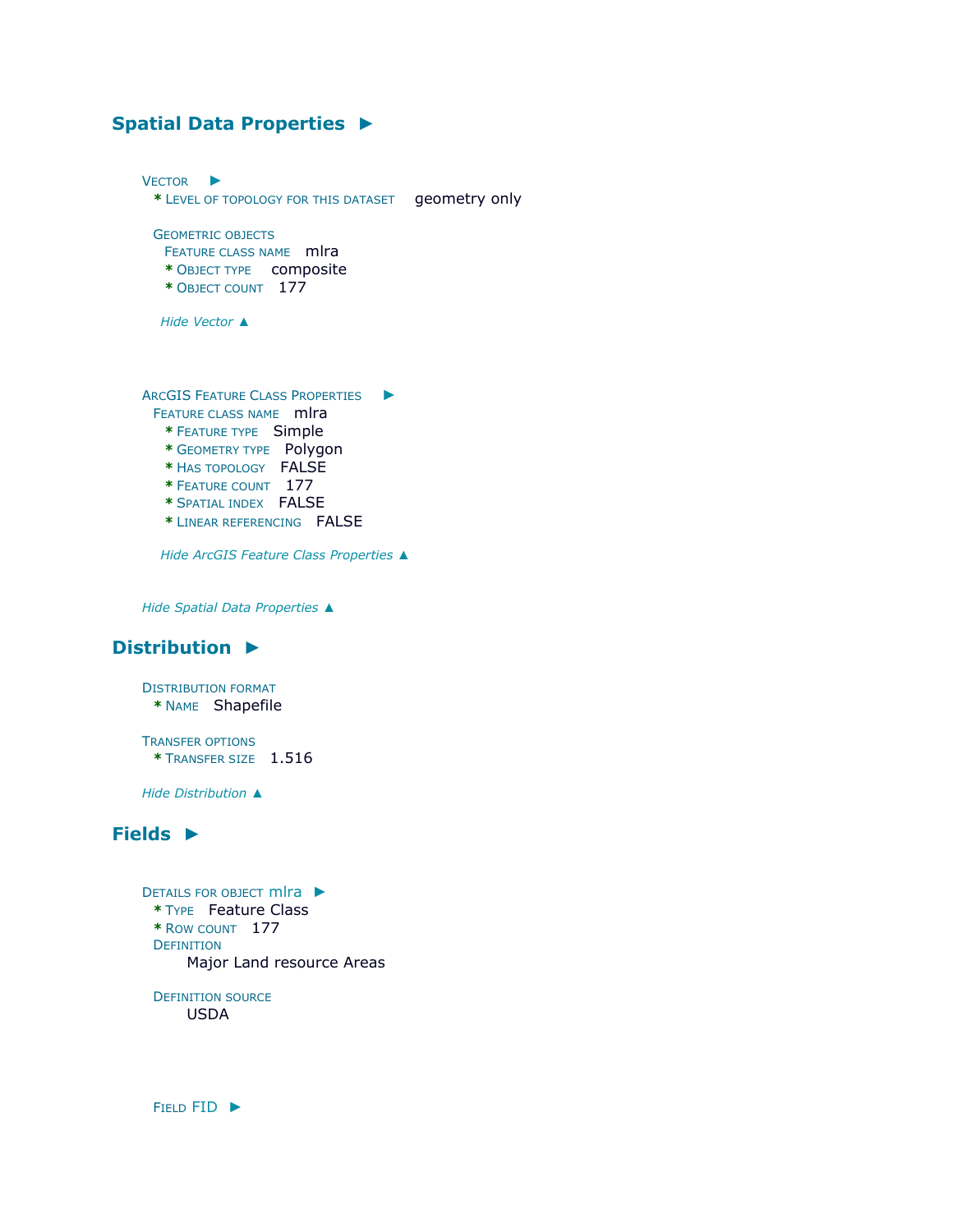## Spatial Data Properties ►

VECTOR ►
* LEVEL OF TOPOLOGY FOR THIS DATASET geometry only

GEOMETRIC OBJECTS
FEATURE CLASS NAME mlra
* OBJECT TYPE composite
* OBJECT COUNT 177

*Hide Vector ▲*

ARCGIS FEATURE CLASS PROPERTIES ►
FEATURE CLASS NAME mlra
* FEATURE TYPE Simple
* GEOMETRY TYPE Polygon
* HAS TOPOLOGY FALSE
* FEATURE COUNT 177
* SPATIAL INDEX FALSE
* LINEAR REFERENCING FALSE

*Hide ArcGIS Feature Class Properties ▲*

*Hide Spatial Data Properties ▲*

## Distribution ►

DISTRIBUTION FORMAT
* NAME Shapefile

TRANSFER OPTIONS
* TRANSFER SIZE 1.516

*Hide Distribution ▲*

## Fields ►

DETAILS FOR OBJECT mlra ►
* TYPE Feature Class
* ROW COUNT 177

DEFINITION
Major Land resource Areas

DEFINITION SOURCE
USDA

FIELD FID ►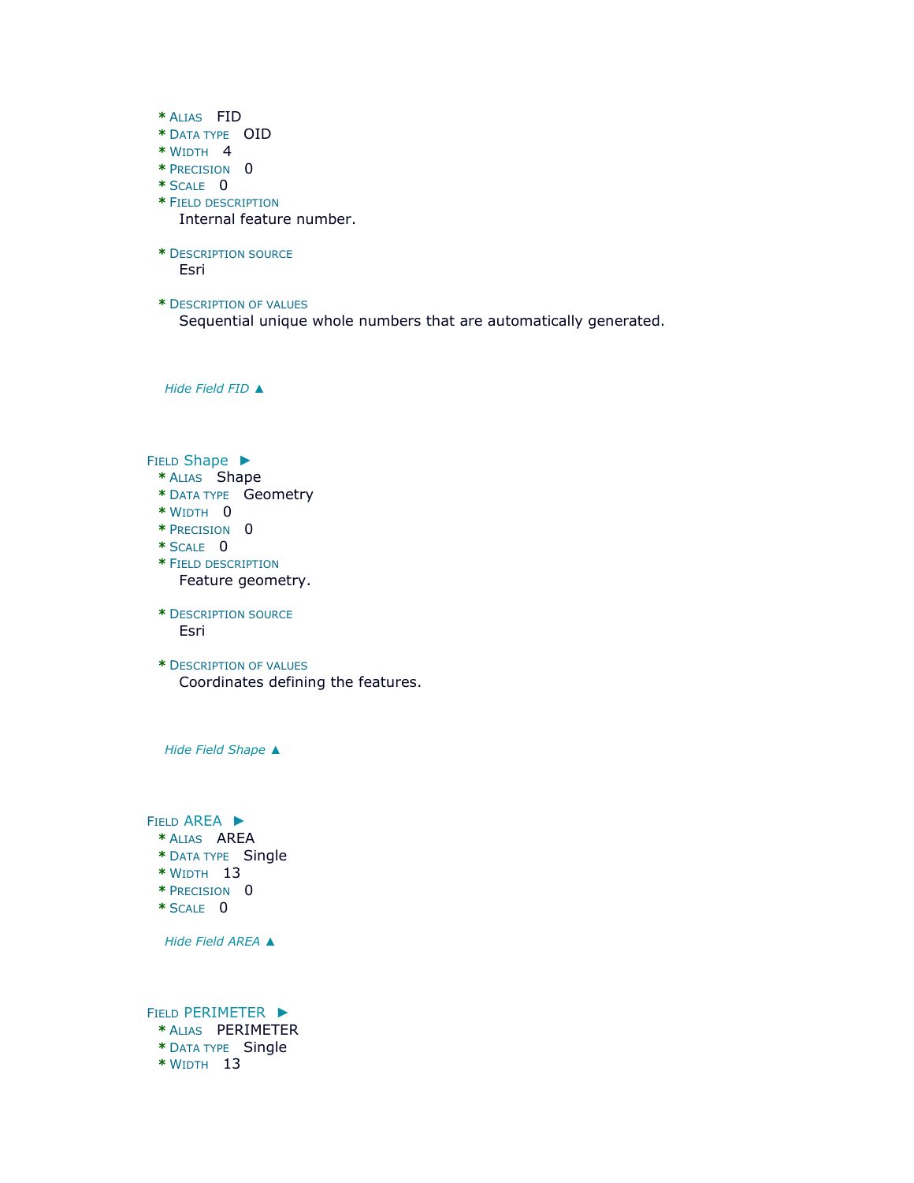* ALIAS FID
* DATA TYPE OID
* WIDTH 4
* PRECISION 0
* SCALE 0
* FIELD DESCRIPTION
  Internal feature number.

* DESCRIPTION SOURCE
  Esri

* DESCRIPTION OF VALUES
  Sequential unique whole numbers that are automatically generated.

*Hide Field FID ▲*

FIELD Shape ►

* ALIAS Shape
* DATA TYPE Geometry
* WIDTH 0
* PRECISION 0
* SCALE 0
* FIELD DESCRIPTION
  Feature geometry.

* DESCRIPTION SOURCE
  Esri

* DESCRIPTION OF VALUES
  Coordinates defining the features.

*Hide Field Shape ▲*

FIELD AREA ►

* ALIAS AREA
* DATA TYPE Single
* WIDTH 13
* PRECISION 0
* SCALE 0

*Hide Field AREA ▲*

FIELD PERIMETER ►

* ALIAS PERIMETER
* DATA TYPE Single
* WIDTH 13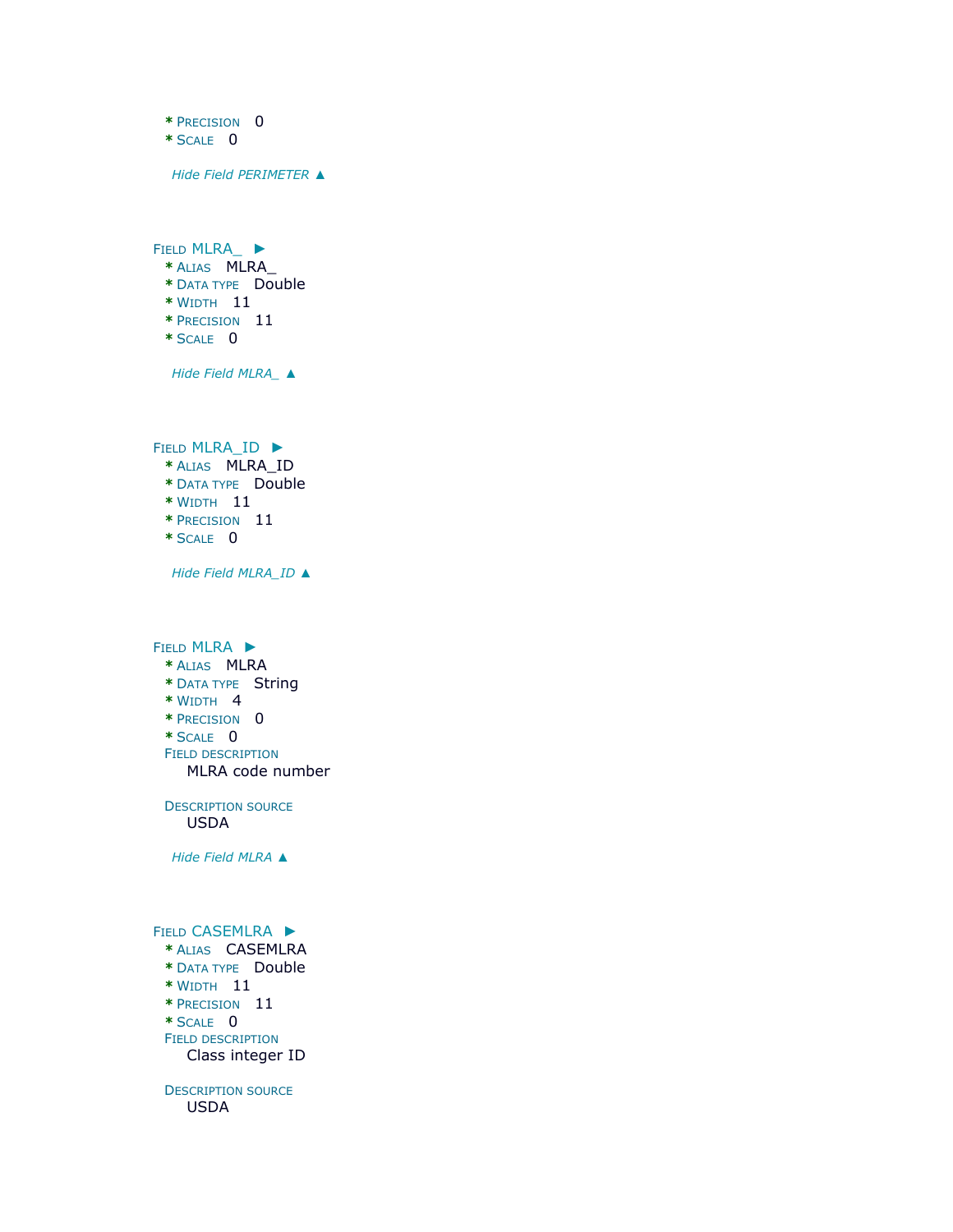* PRECISION 0
* SCALE 0

*Hide Field PERIMETER ▲*

FIELD MLRA_ ►

* ALIAS MLRA_
* DATA TYPE Double
* WIDTH 11
* PRECISION 11
* SCALE 0

*Hide Field MLRA_ ▲*

FIELD MLRA_ID ►

* ALIAS MLRA_ID
* DATA TYPE Double
* WIDTH 11
* PRECISION 11
* SCALE 0

*Hide Field MLRA_ID ▲*

FIELD MLRA ►

* ALIAS MLRA
* DATA TYPE String
* WIDTH 4
* PRECISION 0
* SCALE 0

FIELD DESCRIPTION

MLRA code number

DESCRIPTION SOURCE

USDA

*Hide Field MLRA ▲*

FIELD CASEMLRA ►

* ALIAS CASEMLRA
* DATA TYPE Double
* WIDTH 11
* PRECISION 11
* SCALE 0

FIELD DESCRIPTION

Class integer ID

DESCRIPTION SOURCE

USDA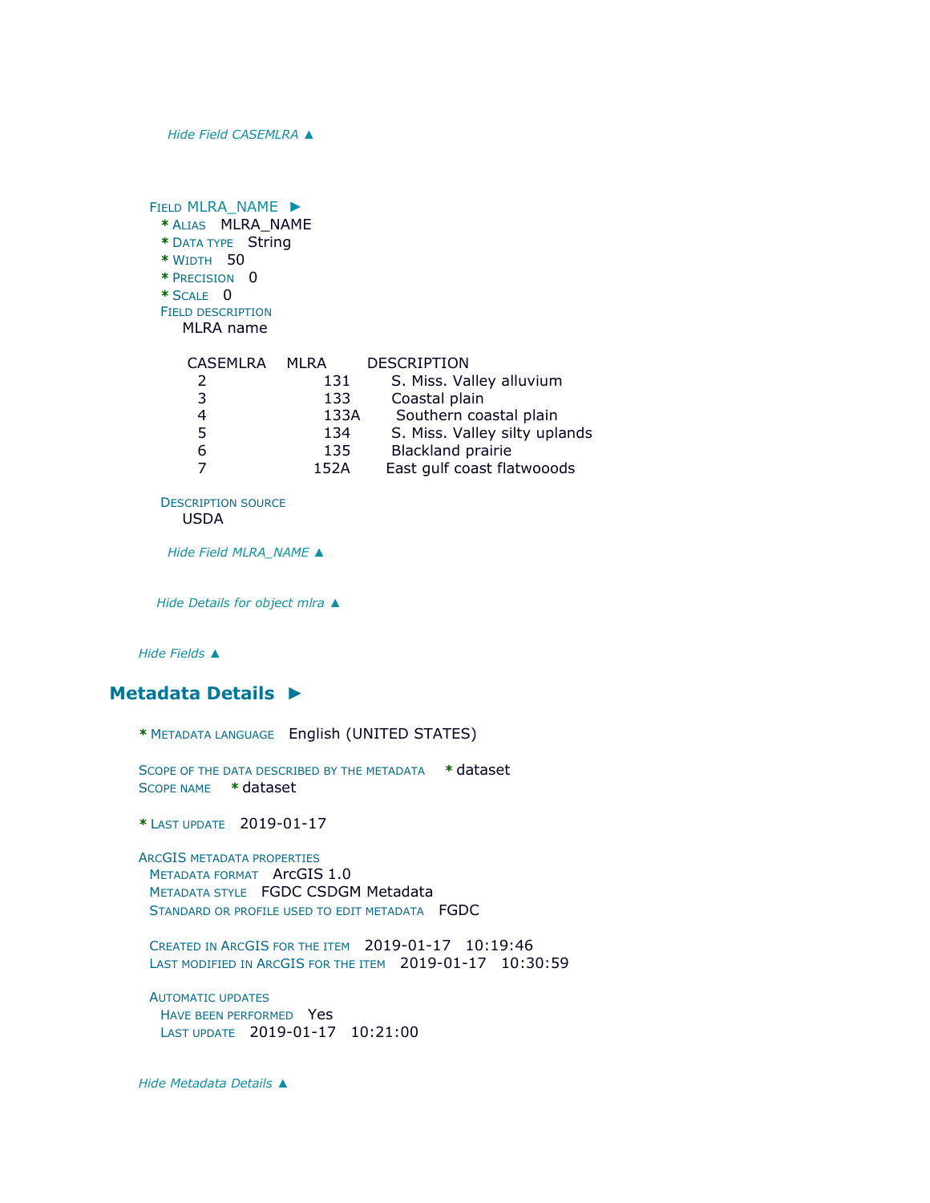*Hide Field CASEMLRA ▲*

FIELD MLRA_NAME ►

- *ALIAS MLRA_NAME
- *DATA TYPE String
- *WIDTH 50
- *PRECISION 0
- *SCALE 0

FIELD DESCRIPTION

MLRA name

| CASEMLRA | MLRA | DESCRIPTION |
|---|---|---|
| 2 | 131 | S. Miss. Valley alluvium |
| 3 | 133 | Coastal plain |
| 4 | 133A | Southern coastal plain |
| 5 | 134 | S. Miss. Valley silty uplands |
| 6 | 135 | Blackland prairie |
| 7 | 152A | East gulf coast flatwooods |

DESCRIPTION SOURCE

USDA

*Hide Field MLRA_NAME ▲*

*Hide Details for object mlra ▲*

*Hide Fields ▲*

## Metadata Details ►

*METADATA LANGUAGE English (UNITED STATES)

SCOPE OF THE DATA DESCRIBED BY THE METADATA *dataset
SCOPE NAME *dataset

*LAST UPDATE 2019-01-17

ARCGIS METADATA PROPERTIES
METADATA FORMAT ArcGIS 1.0
METADATA STYLE FGDC CSDGM Metadata
STANDARD OR PROFILE USED TO EDIT METADATA FGDC

CREATED IN ARCGIS FOR THE ITEM 2019-01-17 10:19:46
LAST MODIFIED IN ARCGIS FOR THE ITEM 2019-01-17 10:30:59

AUTOMATIC UPDATES
HAVE BEEN PERFORMED Yes
LAST UPDATE 2019-01-17 10:21:00

*Hide Metadata Details ▲*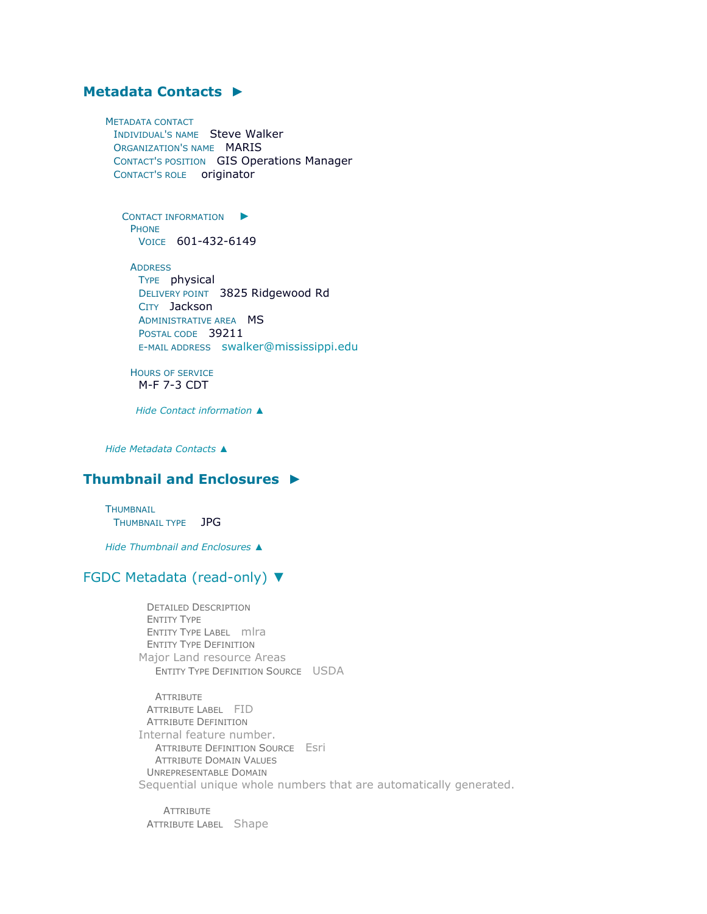## Metadata Contacts ►

METADATA CONTACT
INDIVIDUAL'S NAME Steve Walker
ORGANIZATION'S NAME MARIS
CONTACT'S POSITION GIS Operations Manager
CONTACT'S ROLE originator

CONTACT INFORMATION ►
PHONE
VOICE 601-432-6149

ADDRESS
TYPE physical
DELIVERY POINT 3825 Ridgewood Rd
CITY Jackson
ADMINISTRATIVE AREA MS
POSTAL CODE 39211
E-MAIL ADDRESS swalker@mississippi.edu

HOURS OF SERVICE
M-F 7-3 CDT

*Hide Contact information ▲*

*Hide Metadata Contacts ▲*

## Thumbnail and Enclosures ►

THUMBNAIL
THUMBNAIL TYPE JPG

*Hide Thumbnail and Enclosures ▲*

## FGDC Metadata (read-only) ▼

DETAILED DESCRIPTION
ENTITY TYPE
ENTITY TYPE LABEL mlra
ENTITY TYPE DEFINITION
Major Land resource Areas
ENTITY TYPE DEFINITION SOURCE USDA

ATTRIBUTE
ATTRIBUTE LABEL FID
ATTRIBUTE DEFINITION
Internal feature number.
ATTRIBUTE DEFINITION SOURCE Esri
ATTRIBUTE DOMAIN VALUES
UNREPRESENTABLE DOMAIN
Sequential unique whole numbers that are automatically generated.

ATTRIBUTE
ATTRIBUTE LABEL Shape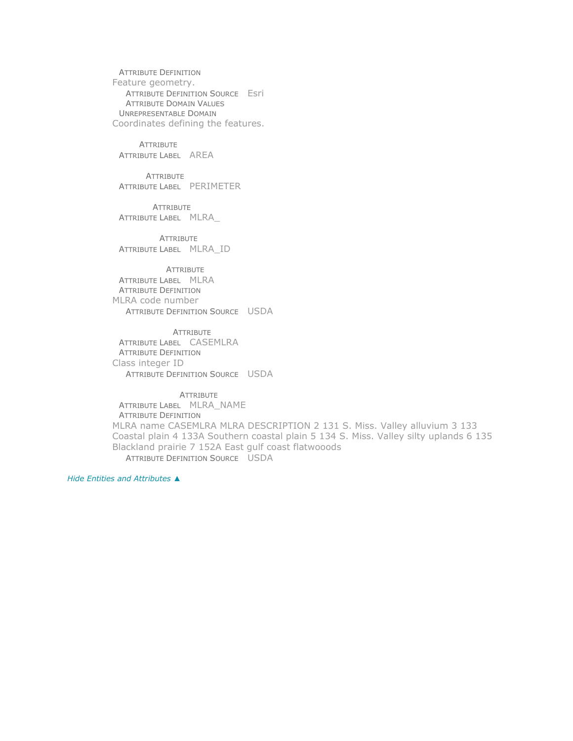Attribute Definition
Feature geometry.

Attribute Definition Source Esri

Attribute Domain Values

Unrepresentable Domain
Coordinates defining the features.

Attribute

Attribute Label AREA

Attribute

Attribute Label PERIMETER

Attribute

Attribute Label MLRA_

Attribute

Attribute Label MLRA_ID

Attribute

Attribute Label MLRA

Attribute Definition
MLRA code number

Attribute Definition Source USDA

Attribute

Attribute Label CASEMLRA

Attribute Definition
Class integer ID

Attribute Definition Source USDA

Attribute

Attribute Label MLRA_NAME

Attribute Definition
MLRA name CASEMLRA MLRA DESCRIPTION 2 131 S. Miss. Valley alluvium 3 133 Coastal plain 4 133A Southern coastal plain 5 134 S. Miss. Valley silty uplands 6 135 Blackland prairie 7 152A East gulf coast flatwooods

Attribute Definition Source USDA

*Hide Entities and Attributes ▲*